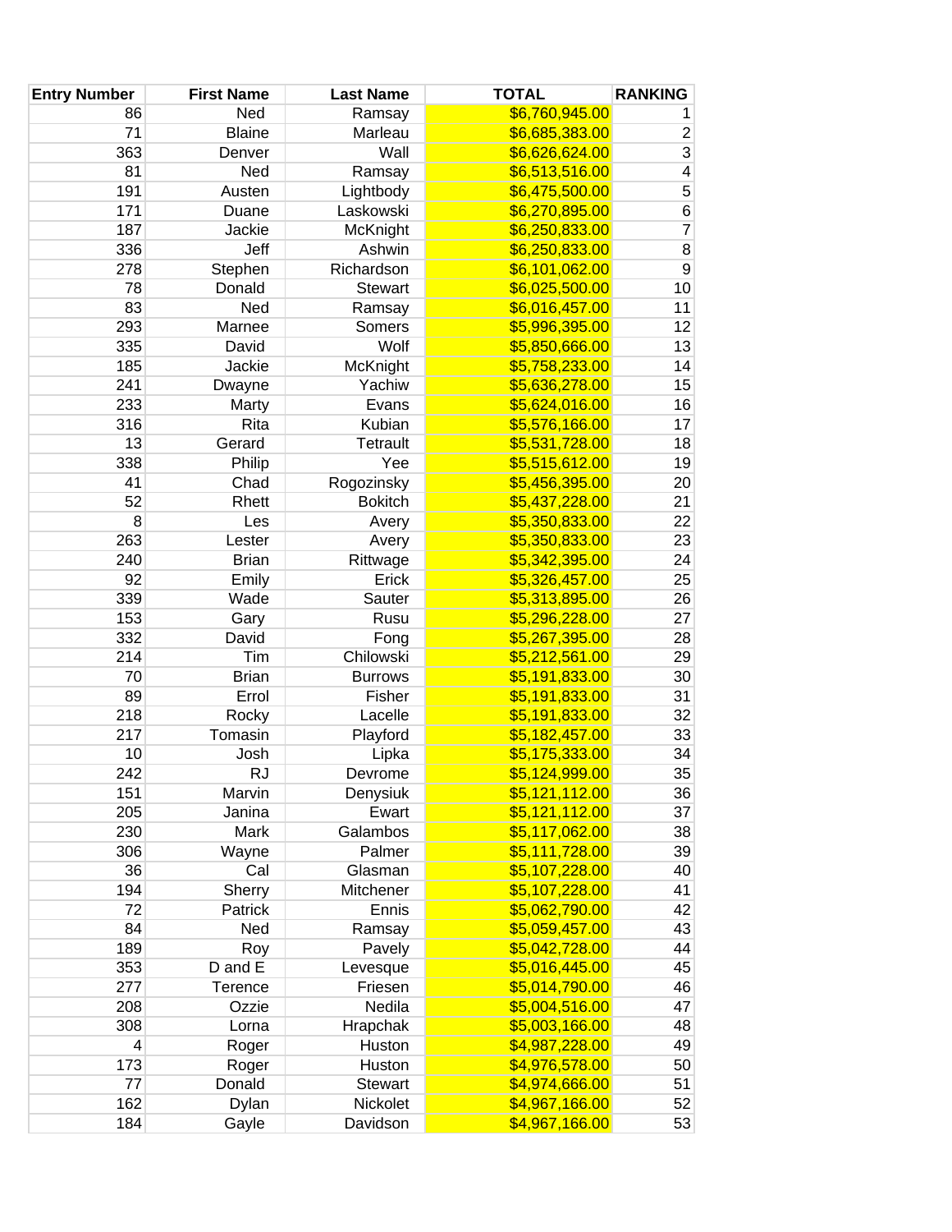| Entry Number | First Name | Last Name | TOTAL | RANKING |
|---|---|---|---|---|
| 86 | Ned | Ramsay | $6,760,945.00 | 1 |
| 71 | Blaine | Marleau | $6,685,383.00 | 2 |
| 363 | Denver | Wall | $6,626,624.00 | 3 |
| 81 | Ned | Ramsay | $6,513,516.00 | 4 |
| 191 | Austen | Lightbody | $6,475,500.00 | 5 |
| 171 | Duane | Laskowski | $6,270,895.00 | 6 |
| 187 | Jackie | McKnight | $6,250,833.00 | 7 |
| 336 | Jeff | Ashwin | $6,250,833.00 | 8 |
| 278 | Stephen | Richardson | $6,101,062.00 | 9 |
| 78 | Donald | Stewart | $6,025,500.00 | 10 |
| 83 | Ned | Ramsay | $6,016,457.00 | 11 |
| 293 | Marnee | Somers | $5,996,395.00 | 12 |
| 335 | David | Wolf | $5,850,666.00 | 13 |
| 185 | Jackie | McKnight | $5,758,233.00 | 14 |
| 241 | Dwayne | Yachiw | $5,636,278.00 | 15 |
| 233 | Marty | Evans | $5,624,016.00 | 16 |
| 316 | Rita | Kubian | $5,576,166.00 | 17 |
| 13 | Gerard | Tetrault | $5,531,728.00 | 18 |
| 338 | Philip | Yee | $5,515,612.00 | 19 |
| 41 | Chad | Rogozinsky | $5,456,395.00 | 20 |
| 52 | Rhett | Bokitch | $5,437,228.00 | 21 |
| 8 | Les | Avery | $5,350,833.00 | 22 |
| 263 | Lester | Avery | $5,350,833.00 | 23 |
| 240 | Brian | Rittwage | $5,342,395.00 | 24 |
| 92 | Emily | Erick | $5,326,457.00 | 25 |
| 339 | Wade | Sauter | $5,313,895.00 | 26 |
| 153 | Gary | Rusu | $5,296,228.00 | 27 |
| 332 | David | Fong | $5,267,395.00 | 28 |
| 214 | Tim | Chilowski | $5,212,561.00 | 29 |
| 70 | Brian | Burrows | $5,191,833.00 | 30 |
| 89 | Errol | Fisher | $5,191,833.00 | 31 |
| 218 | Rocky | Lacelle | $5,191,833.00 | 32 |
| 217 | Tomasin | Playford | $5,182,457.00 | 33 |
| 10 | Josh | Lipka | $5,175,333.00 | 34 |
| 242 | RJ | Devrome | $5,124,999.00 | 35 |
| 151 | Marvin | Denysiuk | $5,121,112.00 | 36 |
| 205 | Janina | Ewart | $5,121,112.00 | 37 |
| 230 | Mark | Galambos | $5,117,062.00 | 38 |
| 306 | Wayne | Palmer | $5,111,728.00 | 39 |
| 36 | Cal | Glasman | $5,107,228.00 | 40 |
| 194 | Sherry | Mitchener | $5,107,228.00 | 41 |
| 72 | Patrick | Ennis | $5,062,790.00 | 42 |
| 84 | Ned | Ramsay | $5,059,457.00 | 43 |
| 189 | Roy | Pavely | $5,042,728.00 | 44 |
| 353 | D and E | Levesque | $5,016,445.00 | 45 |
| 277 | Terence | Friesen | $5,014,790.00 | 46 |
| 208 | Ozzie | Nedila | $5,004,516.00 | 47 |
| 308 | Lorna | Hrapchak | $5,003,166.00 | 48 |
| 4 | Roger | Huston | $4,987,228.00 | 49 |
| 173 | Roger | Huston | $4,976,578.00 | 50 |
| 77 | Donald | Stewart | $4,974,666.00 | 51 |
| 162 | Dylan | Nickolet | $4,967,166.00 | 52 |
| 184 | Gayle | Davidson | $4,967,166.00 | 53 |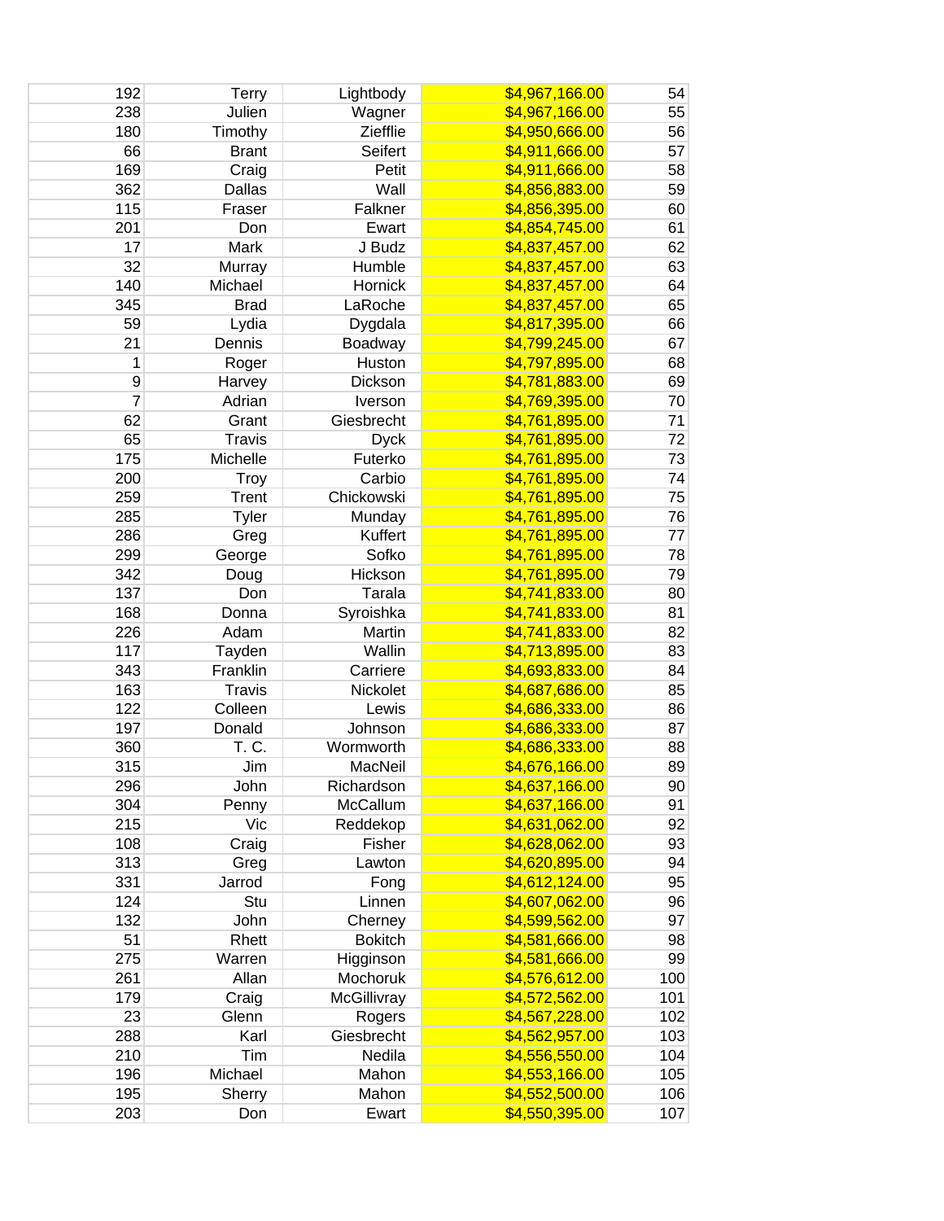| | | | | |
|---|---|---|---|---|
| 192 | Terry | Lightbody | $4,967,166.00 | 54 |
| 238 | Julien | Wagner | $4,967,166.00 | 55 |
| 180 | Timothy | Zieffle | $4,950,666.00 | 56 |
| 66 | Brant | Seifert | $4,911,666.00 | 57 |
| 169 | Craig | Petit | $4,911,666.00 | 58 |
| 362 | Dallas | Wall | $4,856,883.00 | 59 |
| 115 | Fraser | Falkner | $4,856,395.00 | 60 |
| 201 | Don | Ewart | $4,854,745.00 | 61 |
| 17 | Mark | J Budz | $4,837,457.00 | 62 |
| 32 | Murray | Humble | $4,837,457.00 | 63 |
| 140 | Michael | Hornick | $4,837,457.00 | 64 |
| 345 | Brad | LaRoche | $4,837,457.00 | 65 |
| 59 | Lydia | Dygdala | $4,817,395.00 | 66 |
| 21 | Dennis | Boadway | $4,799,245.00 | 67 |
| 1 | Roger | Huston | $4,797,895.00 | 68 |
| 9 | Harvey | Dickson | $4,781,883.00 | 69 |
| 7 | Adrian | Iverson | $4,769,395.00 | 70 |
| 62 | Grant | Giesbrecht | $4,761,895.00 | 71 |
| 65 | Travis | Dyck | $4,761,895.00 | 72 |
| 175 | Michelle | Futerko | $4,761,895.00 | 73 |
| 200 | Troy | Carbio | $4,761,895.00 | 74 |
| 259 | Trent | Chickowski | $4,761,895.00 | 75 |
| 285 | Tyler | Munday | $4,761,895.00 | 76 |
| 286 | Greg | Kuffert | $4,761,895.00 | 77 |
| 299 | George | Sofko | $4,761,895.00 | 78 |
| 342 | Doug | Hickson | $4,761,895.00 | 79 |
| 137 | Don | Tarala | $4,741,833.00 | 80 |
| 168 | Donna | Syroishka | $4,741,833.00 | 81 |
| 226 | Adam | Martin | $4,741,833.00 | 82 |
| 117 | Tayden | Wallin | $4,713,895.00 | 83 |
| 343 | Franklin | Carriere | $4,693,833.00 | 84 |
| 163 | Travis | Nickolet | $4,687,686.00 | 85 |
| 122 | Colleen | Lewis | $4,686,333.00 | 86 |
| 197 | Donald | Johnson | $4,686,333.00 | 87 |
| 360 | T. C. | Wormworth | $4,686,333.00 | 88 |
| 315 | Jim | MacNeil | $4,676,166.00 | 89 |
| 296 | John | Richardson | $4,637,166.00 | 90 |
| 304 | Penny | McCallum | $4,637,166.00 | 91 |
| 215 | Vic | Reddekop | $4,631,062.00 | 92 |
| 108 | Craig | Fisher | $4,628,062.00 | 93 |
| 313 | Greg | Lawton | $4,620,895.00 | 94 |
| 331 | Jarrod | Fong | $4,612,124.00 | 95 |
| 124 | Stu | Linnen | $4,607,062.00 | 96 |
| 132 | John | Cherney | $4,599,562.00 | 97 |
| 51 | Rhett | Bokitch | $4,581,666.00 | 98 |
| 275 | Warren | Higginson | $4,581,666.00 | 99 |
| 261 | Allan | Mochoruk | $4,576,612.00 | 100 |
| 179 | Craig | McGillivray | $4,572,562.00 | 101 |
| 23 | Glenn | Rogers | $4,567,228.00 | 102 |
| 288 | Karl | Giesbrecht | $4,562,957.00 | 103 |
| 210 | Tim | Nedila | $4,556,550.00 | 104 |
| 196 | Michael | Mahon | $4,553,166.00 | 105 |
| 195 | Sherry | Mahon | $4,552,500.00 | 106 |
| 203 | Don | Ewart | $4,550,395.00 | 107 |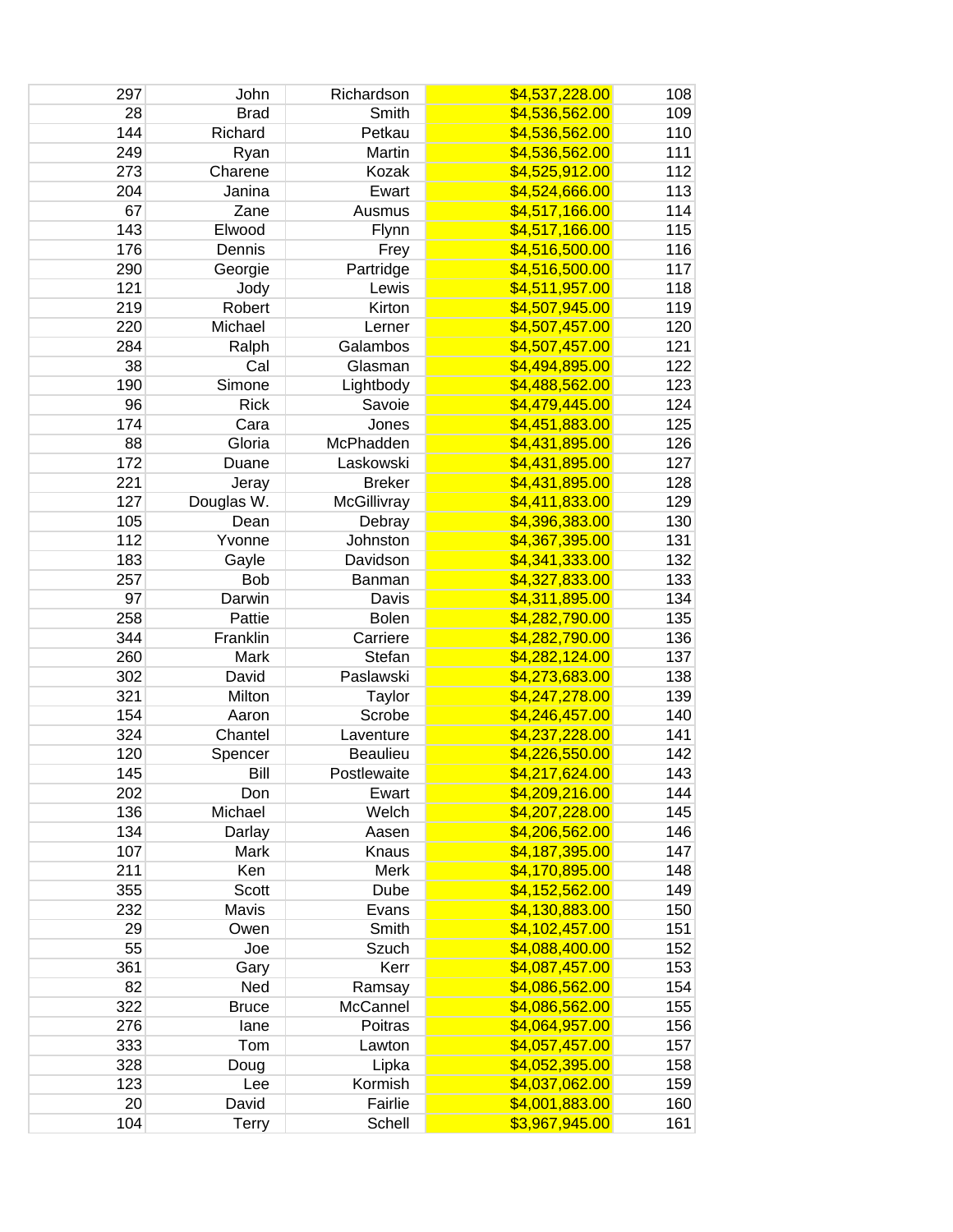| | | | | |
|---|---|---|---|---|
| 297 | John | Richardson | $4,537,228.00 | 108 |
| 28 | Brad | Smith | $4,536,562.00 | 109 |
| 144 | Richard | Petkau | $4,536,562.00 | 110 |
| 249 | Ryan | Martin | $4,536,562.00 | 111 |
| 273 | Charene | Kozak | $4,525,912.00 | 112 |
| 204 | Janina | Ewart | $4,524,666.00 | 113 |
| 67 | Zane | Ausmus | $4,517,166.00 | 114 |
| 143 | Elwood | Flynn | $4,517,166.00 | 115 |
| 176 | Dennis | Frey | $4,516,500.00 | 116 |
| 290 | Georgie | Partridge | $4,516,500.00 | 117 |
| 121 | Jody | Lewis | $4,511,957.00 | 118 |
| 219 | Robert | Kirton | $4,507,945.00 | 119 |
| 220 | Michael | Lerner | $4,507,457.00 | 120 |
| 284 | Ralph | Galambos | $4,507,457.00 | 121 |
| 38 | Cal | Glasman | $4,494,895.00 | 122 |
| 190 | Simone | Lightbody | $4,488,562.00 | 123 |
| 96 | Rick | Savoie | $4,479,445.00 | 124 |
| 174 | Cara | Jones | $4,451,883.00 | 125 |
| 88 | Gloria | McPhadden | $4,431,895.00 | 126 |
| 172 | Duane | Laskowski | $4,431,895.00 | 127 |
| 221 | Jeray | Breker | $4,431,895.00 | 128 |
| 127 | Douglas W. | McGillivray | $4,411,833.00 | 129 |
| 105 | Dean | Debray | $4,396,383.00 | 130 |
| 112 | Yvonne | Johnston | $4,367,395.00 | 131 |
| 183 | Gayle | Davidson | $4,341,333.00 | 132 |
| 257 | Bob | Banman | $4,327,833.00 | 133 |
| 97 | Darwin | Davis | $4,311,895.00 | 134 |
| 258 | Pattie | Bolen | $4,282,790.00 | 135 |
| 344 | Franklin | Carriere | $4,282,790.00 | 136 |
| 260 | Mark | Stefan | $4,282,124.00 | 137 |
| 302 | David | Paslawski | $4,273,683.00 | 138 |
| 321 | Milton | Taylor | $4,247,278.00 | 139 |
| 154 | Aaron | Scrobe | $4,246,457.00 | 140 |
| 324 | Chantel | Laventure | $4,237,228.00 | 141 |
| 120 | Spencer | Beaulieu | $4,226,550.00 | 142 |
| 145 | Bill | Postlewaite | $4,217,624.00 | 143 |
| 202 | Don | Ewart | $4,209,216.00 | 144 |
| 136 | Michael | Welch | $4,207,228.00 | 145 |
| 134 | Darlay | Aasen | $4,206,562.00 | 146 |
| 107 | Mark | Knaus | $4,187,395.00 | 147 |
| 211 | Ken | Merk | $4,170,895.00 | 148 |
| 355 | Scott | Dube | $4,152,562.00 | 149 |
| 232 | Mavis | Evans | $4,130,883.00 | 150 |
| 29 | Owen | Smith | $4,102,457.00 | 151 |
| 55 | Joe | Szuch | $4,088,400.00 | 152 |
| 361 | Gary | Kerr | $4,087,457.00 | 153 |
| 82 | Ned | Ramsay | $4,086,562.00 | 154 |
| 322 | Bruce | McCannel | $4,086,562.00 | 155 |
| 276 | Iane | Poitras | $4,064,957.00 | 156 |
| 333 | Tom | Lawton | $4,057,457.00 | 157 |
| 328 | Doug | Lipka | $4,052,395.00 | 158 |
| 123 | Lee | Kormish | $4,037,062.00 | 159 |
| 20 | David | Fairlie | $4,001,883.00 | 160 |
| 104 | Terry | Schell | $3,967,945.00 | 161 |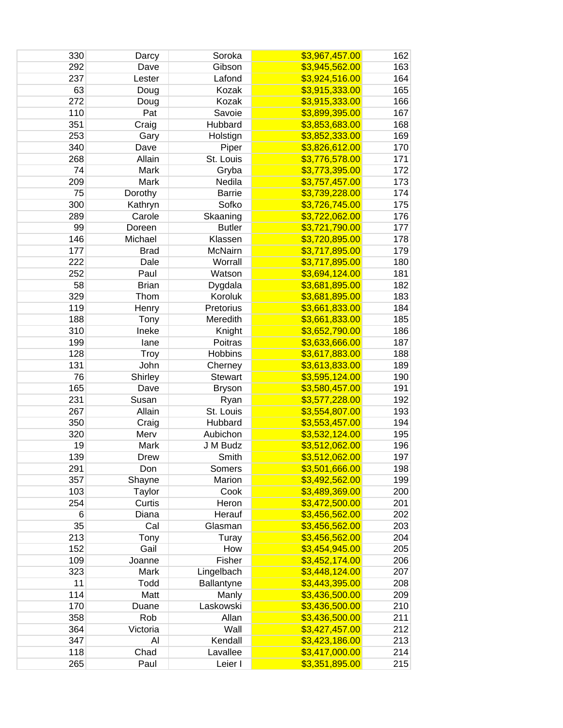| | | | | |
|---|---|---|---|---|
| 330 | Darcy | Soroka | $3,967,457.00 | 162 |
| 292 | Dave | Gibson | $3,945,562.00 | 163 |
| 237 | Lester | Lafond | $3,924,516.00 | 164 |
| 63 | Doug | Kozak | $3,915,333.00 | 165 |
| 272 | Doug | Kozak | $3,915,333.00 | 166 |
| 110 | Pat | Savoie | $3,899,395.00 | 167 |
| 351 | Craig | Hubbard | $3,853,683.00 | 168 |
| 253 | Gary | Holstign | $3,852,333.00 | 169 |
| 340 | Dave | Piper | $3,826,612.00 | 170 |
| 268 | Allain | St. Louis | $3,776,578.00 | 171 |
| 74 | Mark | Gryba | $3,773,395.00 | 172 |
| 209 | Mark | Nedila | $3,757,457.00 | 173 |
| 75 | Dorothy | Barrie | $3,739,228.00 | 174 |
| 300 | Kathryn | Sofko | $3,726,745.00 | 175 |
| 289 | Carole | Skaaning | $3,722,062.00 | 176 |
| 99 | Doreen | Butler | $3,721,790.00 | 177 |
| 146 | Michael | Klassen | $3,720,895.00 | 178 |
| 177 | Brad | McNairn | $3,717,895.00 | 179 |
| 222 | Dale | Worrall | $3,717,895.00 | 180 |
| 252 | Paul | Watson | $3,694,124.00 | 181 |
| 58 | Brian | Dygdala | $3,681,895.00 | 182 |
| 329 | Thom | Koroluk | $3,681,895.00 | 183 |
| 119 | Henry | Pretorius | $3,661,833.00 | 184 |
| 188 | Tony | Meredith | $3,661,833.00 | 185 |
| 310 | Ineke | Knight | $3,652,790.00 | 186 |
| 199 | Iane | Poitras | $3,633,666.00 | 187 |
| 128 | Troy | Hobbins | $3,617,883.00 | 188 |
| 131 | John | Cherney | $3,613,833.00 | 189 |
| 76 | Shirley | Stewart | $3,595,124.00 | 190 |
| 165 | Dave | Bryson | $3,580,457.00 | 191 |
| 231 | Susan | Ryan | $3,577,228.00 | 192 |
| 267 | Allain | St. Louis | $3,554,807.00 | 193 |
| 350 | Craig | Hubbard | $3,553,457.00 | 194 |
| 320 | Merv | Aubichon | $3,532,124.00 | 195 |
| 19 | Mark | J M Budz | $3,512,062.00 | 196 |
| 139 | Drew | Smith | $3,512,062.00 | 197 |
| 291 | Don | Somers | $3,501,666.00 | 198 |
| 357 | Shayne | Marion | $3,492,562.00 | 199 |
| 103 | Taylor | Cook | $3,489,369.00 | 200 |
| 254 | Curtis | Heron | $3,472,500.00 | 201 |
| 6 | Diana | Herauf | $3,456,562.00 | 202 |
| 35 | Cal | Glasman | $3,456,562.00 | 203 |
| 213 | Tony | Turay | $3,456,562.00 | 204 |
| 152 | Gail | How | $3,454,945.00 | 205 |
| 109 | Joanne | Fisher | $3,452,174.00 | 206 |
| 323 | Mark | Lingelbach | $3,448,124.00 | 207 |
| 11 | Todd | Ballantyne | $3,443,395.00 | 208 |
| 114 | Matt | Manly | $3,436,500.00 | 209 |
| 170 | Duane | Laskowski | $3,436,500.00 | 210 |
| 358 | Rob | Allan | $3,436,500.00 | 211 |
| 364 | Victoria | Wall | $3,427,457.00 | 212 |
| 347 | Al | Kendall | $3,423,186.00 | 213 |
| 118 | Chad | Lavallee | $3,417,000.00 | 214 |
| 265 | Paul | Leier I | $3,351,895.00 | 215 |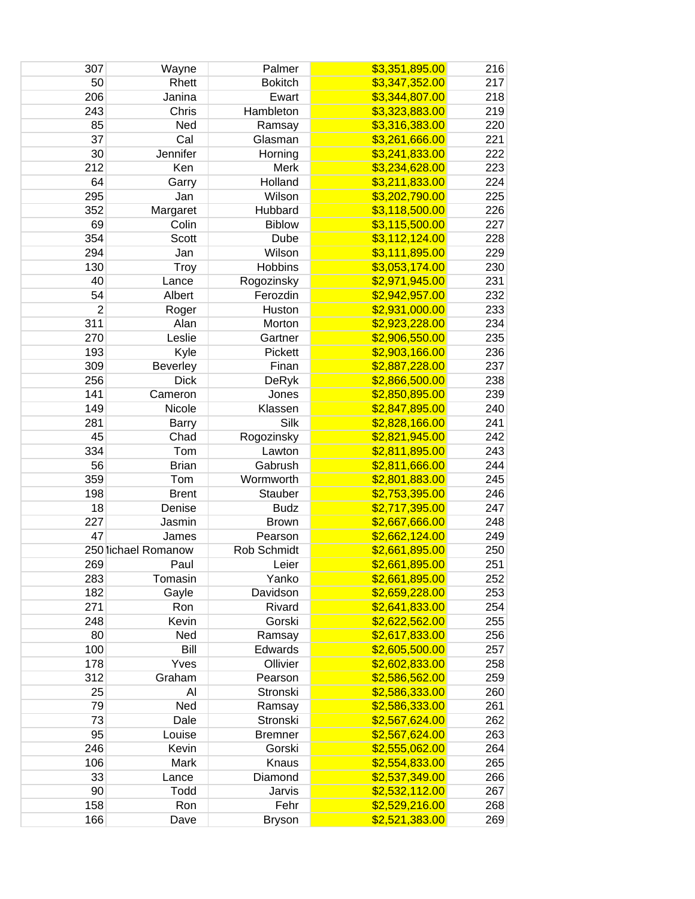| | | | | |
|---|---|---|---|---|
| 307 | Wayne | Palmer | $3,351,895.00 | 216 |
| 50 | Rhett | Bokitch | $3,347,352.00 | 217 |
| 206 | Janina | Ewart | $3,344,807.00 | 218 |
| 243 | Chris | Hambleton | $3,323,883.00 | 219 |
| 85 | Ned | Ramsay | $3,316,383.00 | 220 |
| 37 | Cal | Glasman | $3,261,666.00 | 221 |
| 30 | Jennifer | Horning | $3,241,833.00 | 222 |
| 212 | Ken | Merk | $3,234,628.00 | 223 |
| 64 | Garry | Holland | $3,211,833.00 | 224 |
| 295 | Jan | Wilson | $3,202,790.00 | 225 |
| 352 | Margaret | Hubbard | $3,118,500.00 | 226 |
| 69 | Colin | Biblow | $3,115,500.00 | 227 |
| 354 | Scott | Dube | $3,112,124.00 | 228 |
| 294 | Jan | Wilson | $3,111,895.00 | 229 |
| 130 | Troy | Hobbins | $3,053,174.00 | 230 |
| 40 | Lance | Rogozinsky | $2,971,945.00 | 231 |
| 54 | Albert | Ferozdin | $2,942,957.00 | 232 |
| 2 | Roger | Huston | $2,931,000.00 | 233 |
| 311 | Alan | Morton | $2,923,228.00 | 234 |
| 270 | Leslie | Gartner | $2,906,550.00 | 235 |
| 193 | Kyle | Pickett | $2,903,166.00 | 236 |
| 309 | Beverley | Finan | $2,887,228.00 | 237 |
| 256 | Dick | DeRyk | $2,866,500.00 | 238 |
| 141 | Cameron | Jones | $2,850,895.00 | 239 |
| 149 | Nicole | Klassen | $2,847,895.00 | 240 |
| 281 | Barry | Silk | $2,828,166.00 | 241 |
| 45 | Chad | Rogozinsky | $2,821,945.00 | 242 |
| 334 | Tom | Lawton | $2,811,895.00 | 243 |
| 56 | Brian | Gabrush | $2,811,666.00 | 244 |
| 359 | Tom | Wormworth | $2,801,883.00 | 245 |
| 198 | Brent | Stauber | $2,753,395.00 | 246 |
| 18 | Denise | Budz | $2,717,395.00 | 247 |
| 227 | Jasmin | Brown | $2,667,666.00 | 248 |
| 47 | James | Pearson | $2,662,124.00 | 249 |
| 250 | lichael Romanow | Rob Schmidt | $2,661,895.00 | 250 |
| 269 | Paul | Leier | $2,661,895.00 | 251 |
| 283 | Tomasin | Yanko | $2,661,895.00 | 252 |
| 182 | Gayle | Davidson | $2,659,228.00 | 253 |
| 271 | Ron | Rivard | $2,641,833.00 | 254 |
| 248 | Kevin | Gorski | $2,622,562.00 | 255 |
| 80 | Ned | Ramsay | $2,617,833.00 | 256 |
| 100 | Bill | Edwards | $2,605,500.00 | 257 |
| 178 | Yves | Ollivier | $2,602,833.00 | 258 |
| 312 | Graham | Pearson | $2,586,562.00 | 259 |
| 25 | Al | Stronski | $2,586,333.00 | 260 |
| 79 | Ned | Ramsay | $2,586,333.00 | 261 |
| 73 | Dale | Stronski | $2,567,624.00 | 262 |
| 95 | Louise | Bremner | $2,567,624.00 | 263 |
| 246 | Kevin | Gorski | $2,555,062.00 | 264 |
| 106 | Mark | Knaus | $2,554,833.00 | 265 |
| 33 | Lance | Diamond | $2,537,349.00 | 266 |
| 90 | Todd | Jarvis | $2,532,112.00 | 267 |
| 158 | Ron | Fehr | $2,529,216.00 | 268 |
| 166 | Dave | Bryson | $2,521,383.00 | 269 |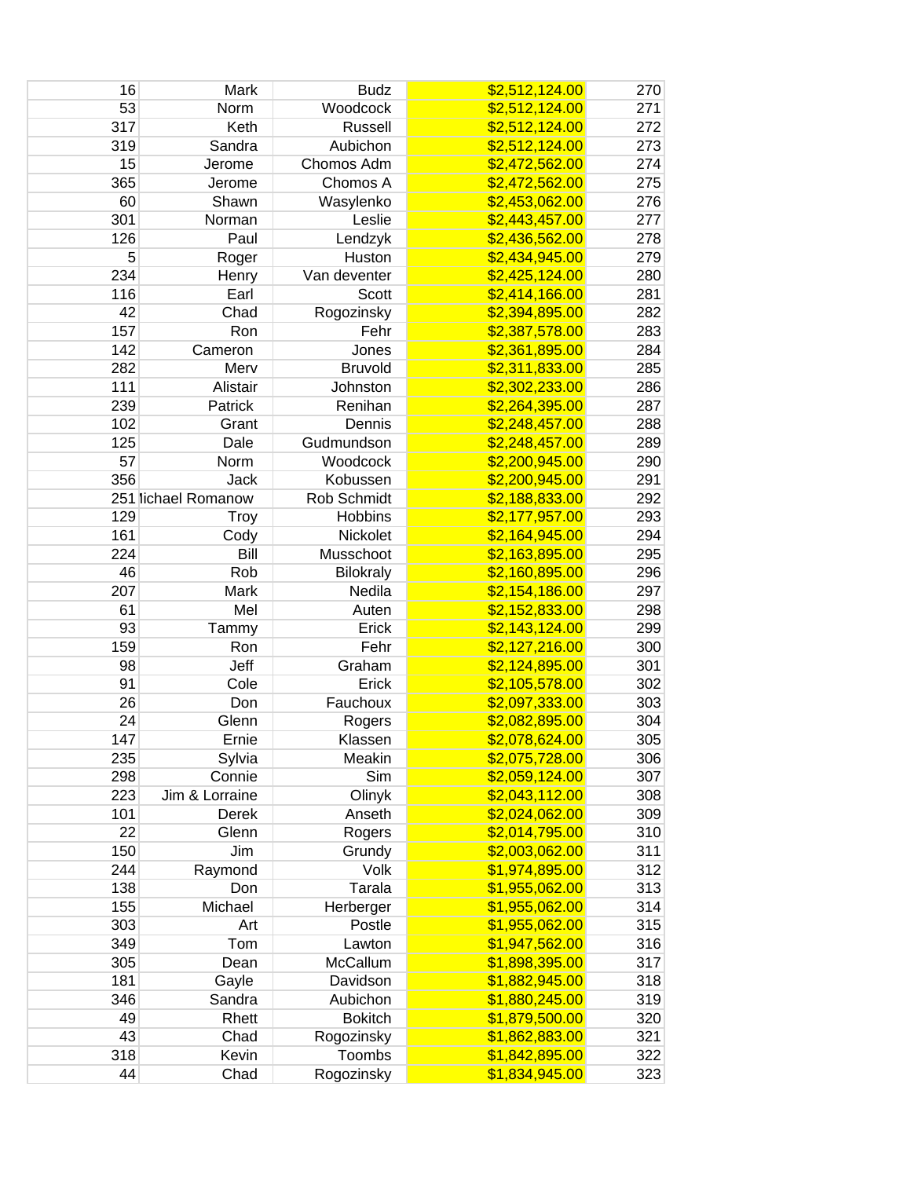| | | | | |
|---|---|---|---|---|
| 16 | Mark | Budz | $2,512,124.00 | 270 |
| 53 | Norm | Woodcock | $2,512,124.00 | 271 |
| 317 | Keth | Russell | $2,512,124.00 | 272 |
| 319 | Sandra | Aubichon | $2,512,124.00 | 273 |
| 15 | Jerome | Chomos Adm | $2,472,562.00 | 274 |
| 365 | Jerome | Chomos A | $2,472,562.00 | 275 |
| 60 | Shawn | Wasylenko | $2,453,062.00 | 276 |
| 301 | Norman | Leslie | $2,443,457.00 | 277 |
| 126 | Paul | Lendzyk | $2,436,562.00 | 278 |
| 5 | Roger | Huston | $2,434,945.00 | 279 |
| 234 | Henry | Van deventer | $2,425,124.00 | 280 |
| 116 | Earl | Scott | $2,414,166.00 | 281 |
| 42 | Chad | Rogozinsky | $2,394,895.00 | 282 |
| 157 | Ron | Fehr | $2,387,578.00 | 283 |
| 142 | Cameron | Jones | $2,361,895.00 | 284 |
| 282 | Merv | Bruvold | $2,311,833.00 | 285 |
| 111 | Alistair | Johnston | $2,302,233.00 | 286 |
| 239 | Patrick | Renihan | $2,264,395.00 | 287 |
| 102 | Grant | Dennis | $2,248,457.00 | 288 |
| 125 | Dale | Gudmundson | $2,248,457.00 | 289 |
| 57 | Norm | Woodcock | $2,200,945.00 | 290 |
| 356 | Jack | Kobussen | $2,200,945.00 | 291 |
| 251 | lichael Romanow | Rob Schmidt | $2,188,833.00 | 292 |
| 129 | Troy | Hobbins | $2,177,957.00 | 293 |
| 161 | Cody | Nickolet | $2,164,945.00 | 294 |
| 224 | Bill | Musschoot | $2,163,895.00 | 295 |
| 46 | Rob | Bilokraly | $2,160,895.00 | 296 |
| 207 | Mark | Nedila | $2,154,186.00 | 297 |
| 61 | Mel | Auten | $2,152,833.00 | 298 |
| 93 | Tammy | Erick | $2,143,124.00 | 299 |
| 159 | Ron | Fehr | $2,127,216.00 | 300 |
| 98 | Jeff | Graham | $2,124,895.00 | 301 |
| 91 | Cole | Erick | $2,105,578.00 | 302 |
| 26 | Don | Fauchoux | $2,097,333.00 | 303 |
| 24 | Glenn | Rogers | $2,082,895.00 | 304 |
| 147 | Ernie | Klassen | $2,078,624.00 | 305 |
| 235 | Sylvia | Meakin | $2,075,728.00 | 306 |
| 298 | Connie | Sim | $2,059,124.00 | 307 |
| 223 | Jim & Lorraine | Olinyk | $2,043,112.00 | 308 |
| 101 | Derek | Anseth | $2,024,062.00 | 309 |
| 22 | Glenn | Rogers | $2,014,795.00 | 310 |
| 150 | Jim | Grundy | $2,003,062.00 | 311 |
| 244 | Raymond | Volk | $1,974,895.00 | 312 |
| 138 | Don | Tarala | $1,955,062.00 | 313 |
| 155 | Michael | Herberger | $1,955,062.00 | 314 |
| 303 | Art | Postle | $1,955,062.00 | 315 |
| 349 | Tom | Lawton | $1,947,562.00 | 316 |
| 305 | Dean | McCallum | $1,898,395.00 | 317 |
| 181 | Gayle | Davidson | $1,882,945.00 | 318 |
| 346 | Sandra | Aubichon | $1,880,245.00 | 319 |
| 49 | Rhett | Bokitch | $1,879,500.00 | 320 |
| 43 | Chad | Rogozinsky | $1,862,883.00 | 321 |
| 318 | Kevin | Toombs | $1,842,895.00 | 322 |
| 44 | Chad | Rogozinsky | $1,834,945.00 | 323 |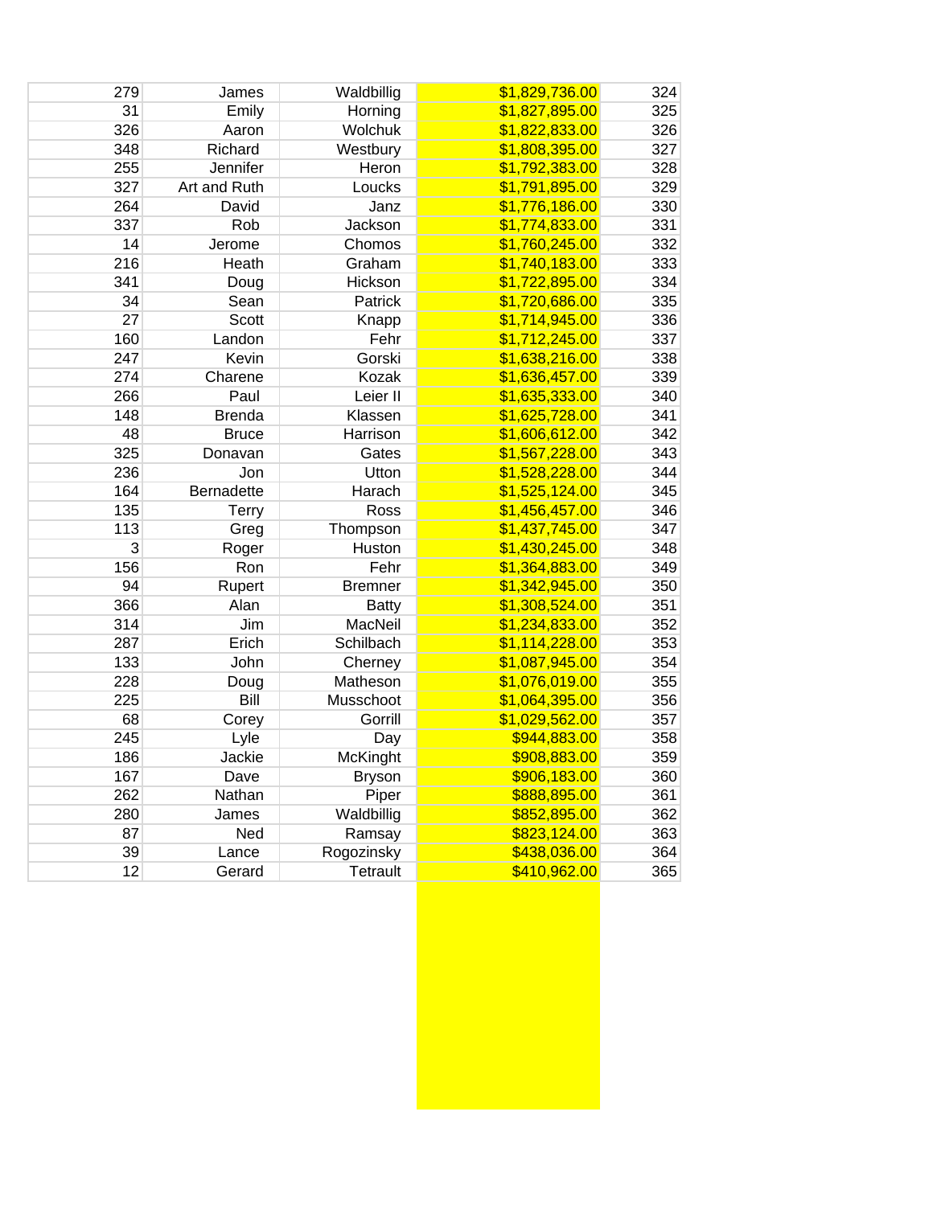| | | | | |
|---|---|---|---|---|
| 279 | James | Waldbillig | $1,829,736.00 | 324 |
| 31 | Emily | Horning | $1,827,895.00 | 325 |
| 326 | Aaron | Wolchuk | $1,822,833.00 | 326 |
| 348 | Richard | Westbury | $1,808,395.00 | 327 |
| 255 | Jennifer | Heron | $1,792,383.00 | 328 |
| 327 | Art and Ruth | Loucks | $1,791,895.00 | 329 |
| 264 | David | Janz | $1,776,186.00 | 330 |
| 337 | Rob | Jackson | $1,774,833.00 | 331 |
| 14 | Jerome | Chomos | $1,760,245.00 | 332 |
| 216 | Heath | Graham | $1,740,183.00 | 333 |
| 341 | Doug | Hickson | $1,722,895.00 | 334 |
| 34 | Sean | Patrick | $1,720,686.00 | 335 |
| 27 | Scott | Knapp | $1,714,945.00 | 336 |
| 160 | Landon | Fehr | $1,712,245.00 | 337 |
| 247 | Kevin | Gorski | $1,638,216.00 | 338 |
| 274 | Charene | Kozak | $1,636,457.00 | 339 |
| 266 | Paul | Leier II | $1,635,333.00 | 340 |
| 148 | Brenda | Klassen | $1,625,728.00 | 341 |
| 48 | Bruce | Harrison | $1,606,612.00 | 342 |
| 325 | Donavan | Gates | $1,567,228.00 | 343 |
| 236 | Jon | Utton | $1,528,228.00 | 344 |
| 164 | Bernadette | Harach | $1,525,124.00 | 345 |
| 135 | Terry | Ross | $1,456,457.00 | 346 |
| 113 | Greg | Thompson | $1,437,745.00 | 347 |
| 3 | Roger | Huston | $1,430,245.00 | 348 |
| 156 | Ron | Fehr | $1,364,883.00 | 349 |
| 94 | Rupert | Bremner | $1,342,945.00 | 350 |
| 366 | Alan | Batty | $1,308,524.00 | 351 |
| 314 | Jim | MacNeil | $1,234,833.00 | 352 |
| 287 | Erich | Schilbach | $1,114,228.00 | 353 |
| 133 | John | Cherney | $1,087,945.00 | 354 |
| 228 | Doug | Matheson | $1,076,019.00 | 355 |
| 225 | Bill | Musschoot | $1,064,395.00 | 356 |
| 68 | Corey | Gorrill | $1,029,562.00 | 357 |
| 245 | Lyle | Day | $944,883.00 | 358 |
| 186 | Jackie | McKinght | $908,883.00 | 359 |
| 167 | Dave | Bryson | $906,183.00 | 360 |
| 262 | Nathan | Piper | $888,895.00 | 361 |
| 280 | James | Waldbillig | $852,895.00 | 362 |
| 87 | Ned | Ramsay | $823,124.00 | 363 |
| 39 | Lance | Rogozinsky | $438,036.00 | 364 |
| 12 | Gerard | Tetrault | $410,962.00 | 365 |